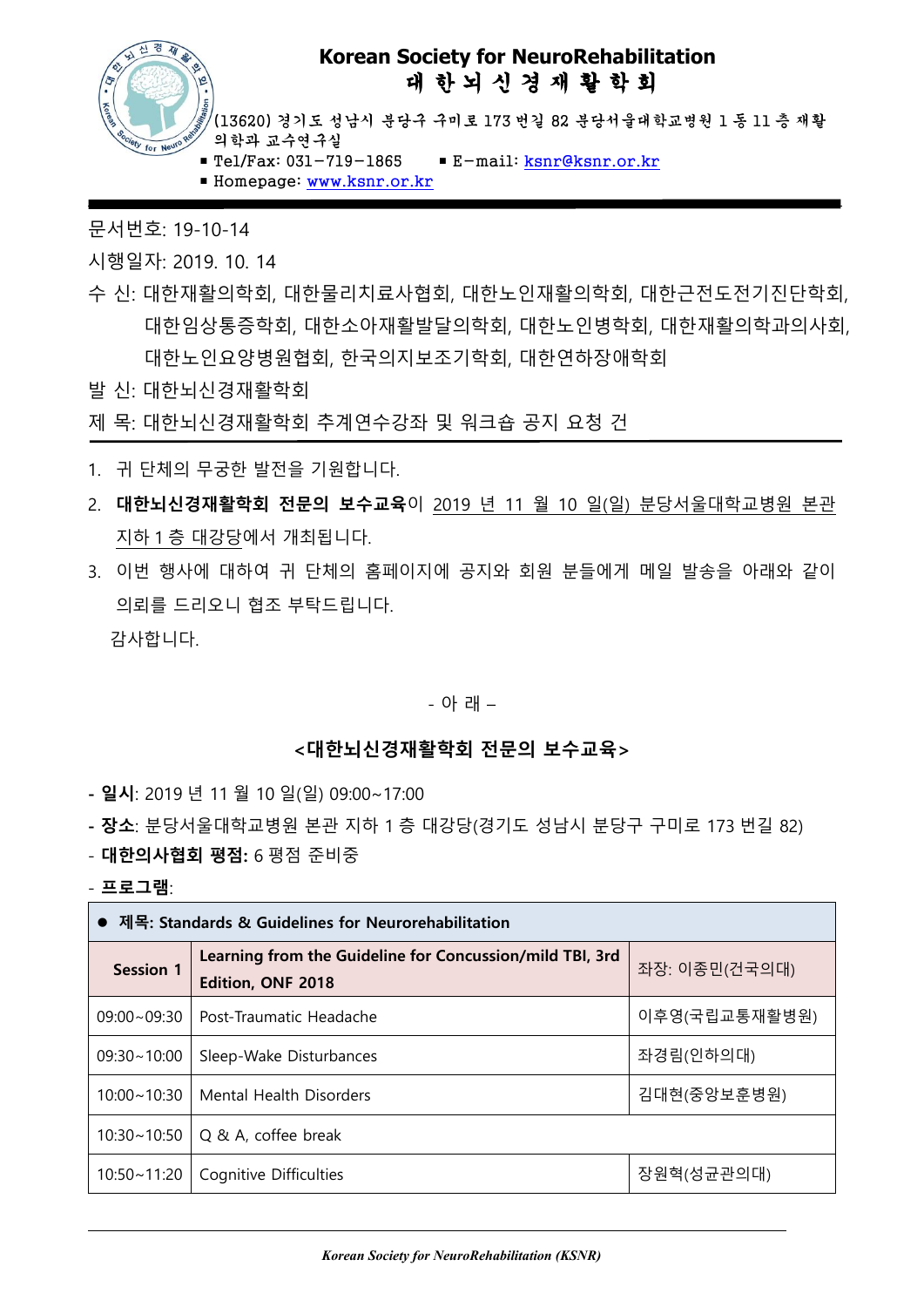**Korean Society for NeuroRehabilitation**
**대 한 뇌 신 경 재 활 학 회**

(13620) 경기도 성남시 분당구 구미로 173 번길 82 분당서울대학교병원 1 동 11 층 재활의학과 교수연구실

- Tel/Fax: 031-719-1865
- E-mail: ksnr@ksnr.or.kr
- Homepage: www.ksnr.or.kr

---

문서번호: 19-10-14

시행일자: 2019. 10. 14

수 신: 대한재활의학회, 대한물리치료사협회, 대한노인재활의학회, 대한근전도전기진단학회, 대한임상통증학회, 대한소아재활발달의학회, 대한노인병학회, 대한재활의학과의사회, 대한노인요양병원협회, 한국의지보조기학회, 대한연하장애학회

발 신: 대한뇌신경재활학회

제 목: 대한뇌신경재활학회 추계연수강좌 및 워크숍 공지 요청 건

---

1. 귀 단체의 무궁한 발전을 기원합니다.
2. **대한뇌신경재활학회 전문의 보수교육**이 2019 년 11 월 10 일(일) 분당서울대학교병원 본관 지하 1 층 대강당에서 개최됩니다.
3. 이번 행사에 대하여 귀 단체의 홈페이지에 공지와 회원 분들에게 메일 발송을 아래와 같이 의뢰를 드리오니 협조 부탁드립니다.

감사합니다.

- 아 래 –

**<대한뇌신경재활학회 전문의 보수교육>**

- **일시**: 2019 년 11 월 10 일(일) 09:00~17:00
- **장소**: 분당서울대학교병원 본관 지하 1 층 대강당(경기도 성남시 분당구 구미로 173 번길 82)
- **대한의사협회 평점:** 6 평점 준비중
- **프로그램**:

| ● **제목: Standards & Guidelines for Neurorehabilitation** | | |
|---|---|---|
| **Session 1** | **Learning from the Guideline for Concussion/mild TBI, 3rd Edition, ONF 2018** | 좌장: 이종민(건국의대) |
| 09:00~09:30 | Post-Traumatic Headache | 이후영(국립교통재활병원) |
| 09:30~10:00 | Sleep-Wake Disturbances | 좌경림(인하의대) |
| 10:00~10:30 | Mental Health Disorders | 김대현(중앙보훈병원) |
| 10:30~10:50 | Q & A, coffee break | |
| 10:50~11:20 | Cognitive Difficulties | 장원혁(성균관의대) |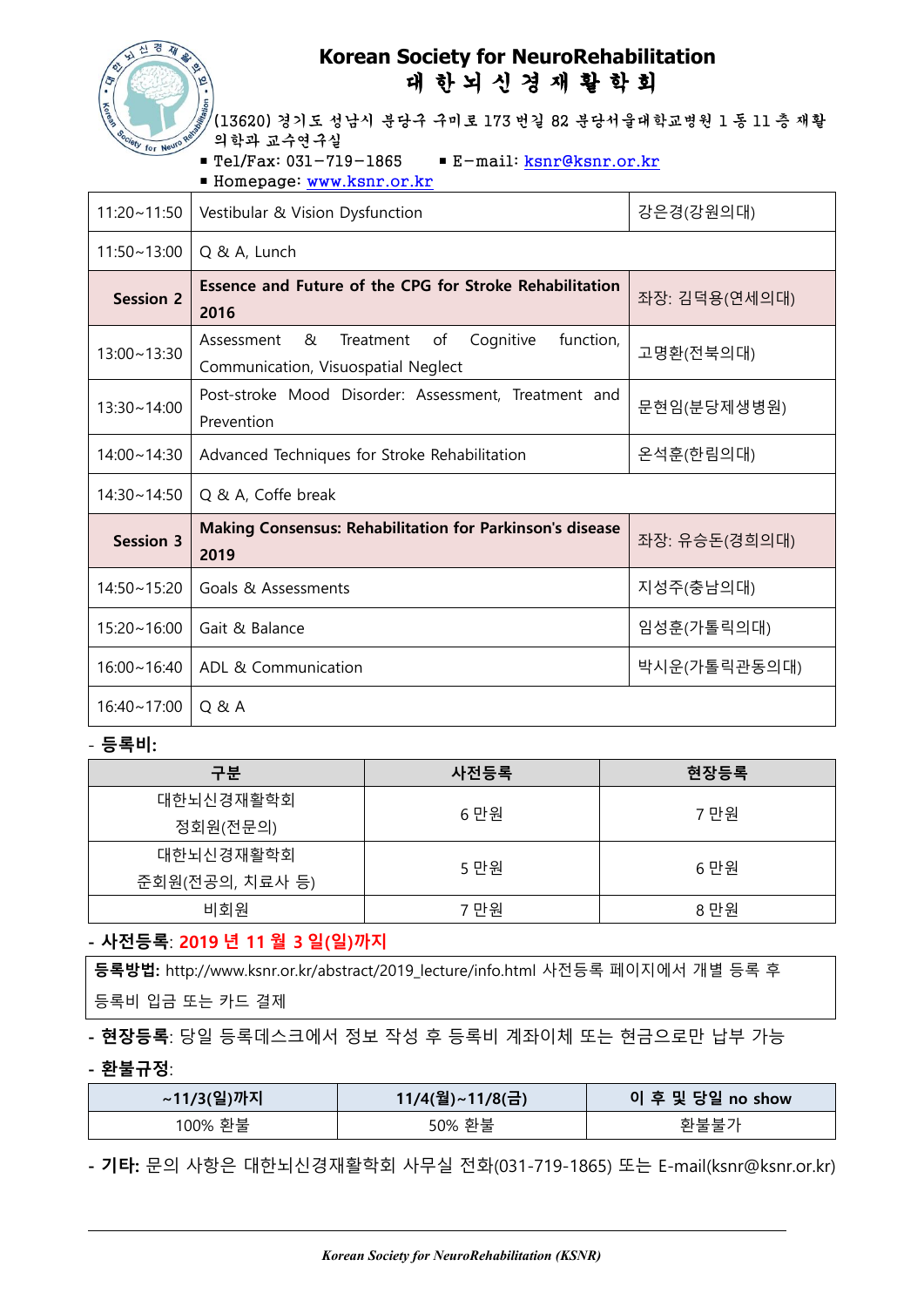# Korean Society for NeuroRehabilitation
# 대 한 뇌 신 경 재 활 학 회

(13620) 경기도 성남시 분당구 구미로 173 번길 82 분당서울대학교병원 1 동 11 층 재활의학과 교수연구실

- Tel/Fax: 031-719-1865 ▪ E-mail: ksnr@ksnr.or.kr
- Homepage: www.ksnr.or.kr

| | | |
|---|---|---|
| 11:20~11:50 | Vestibular & Vision Dysfunction | 강은경(강원의대) |
| 11:50~13:00 | Q & A, Lunch | |
| **Session 2** | **Essence and Future of the CPG for Stroke Rehabilitation 2016** | 좌장: 김덕용(연세의대) |
| 13:00~13:30 | Assessment & Treatment of Cognitive function, Communication, Visuospatial Neglect | 고명환(전북의대) |
| 13:30~14:00 | Post-stroke Mood Disorder: Assessment, Treatment and Prevention | 문현임(분당제생병원) |
| 14:00~14:30 | Advanced Techniques for Stroke Rehabilitation | 온석훈(한림의대) |
| 14:30~14:50 | Q & A, Coffe break | |
| **Session 3** | **Making Consensus: Rehabilitation for Parkinson's disease 2019** | 좌장: 유승돈(경희의대) |
| 14:50~15:20 | Goals & Assessments | 지성주(충남의대) |
| 15:20~16:00 | Gait & Balance | 임성훈(가톨릭의대) |
| 16:00~16:40 | ADL & Communication | 박시운(가톨릭관동의대) |
| 16:40~17:00 | Q & A | |

- **등록비:**

| 구분 | 사전등록 | 현장등록 |
|---|---|---|
| 대한뇌신경재활학회 정회원(전문의) | 6 만원 | 7 만원 |
| 대한뇌신경재활학회 준회원(전공의, 치료사 등) | 5 만원 | 6 만원 |
| 비회원 | 7 만원 | 8 만원 |

- **사전등록**: **2019 년 11 월 3 일(일)까지**

**등록방법:** http://www.ksnr.or.kr/abstract/2019_lecture/info.html 사전등록 페이지에서 개별 등록 후 등록비 입금 또는 카드 결제

- **현장등록**: 당일 등록데스크에서 정보 작성 후 등록비 계좌이체 또는 현금으로만 납부 가능
- **환불규정**:

| ~11/3(일)까지 | 11/4(월)~11/8(금) | 이 후 및 당일 no show |
|---|---|---|
| 100% 환불 | 50% 환불 | 환불불가 |

- **기타:** 문의 사항은 대한뇌신경재활학회 사무실 전화(031-719-1865) 또는 E-mail(ksnr@ksnr.or.kr)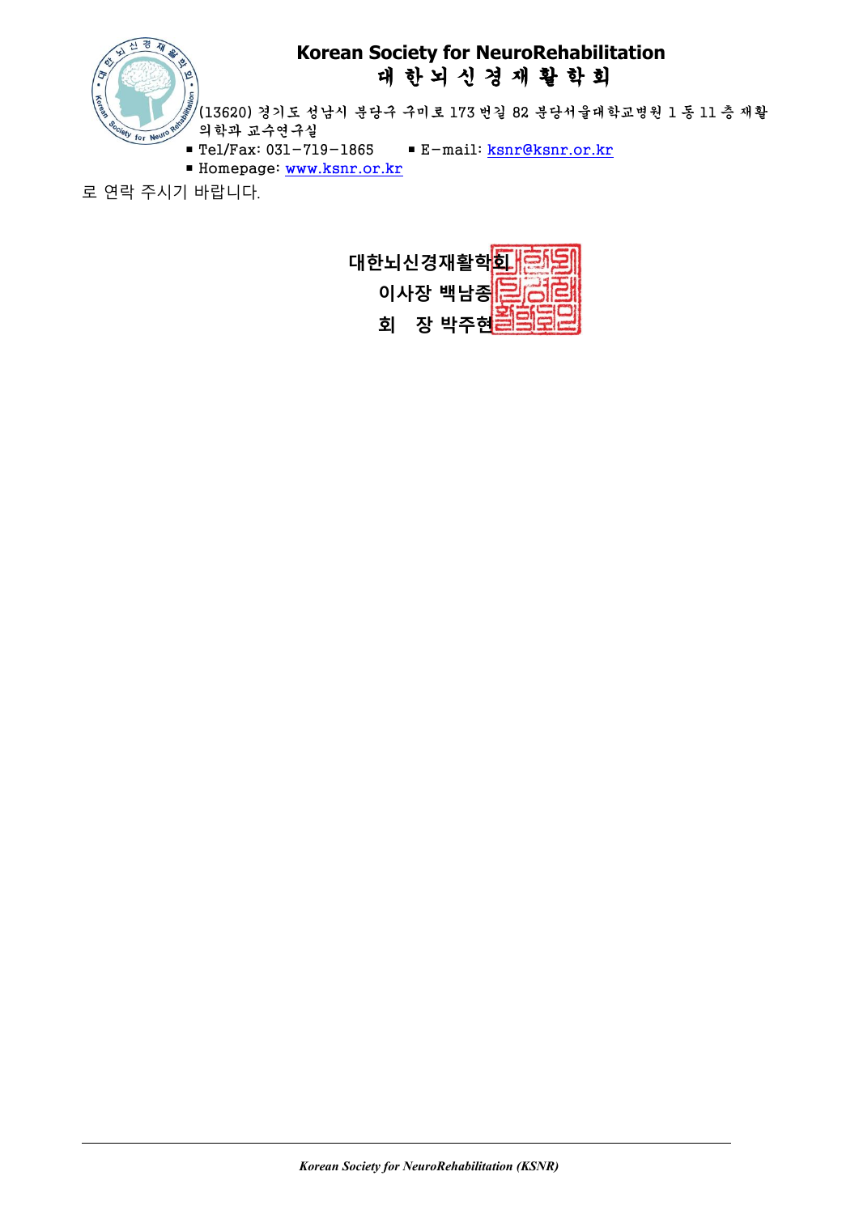**Korean Society for NeuroRehabilitation**
**대 한 뇌 신 경 재 활 학 회**

(13620) 경기도 성남시 분당구 구미로 173 번길 82 분당서울대학교병원 1 동 11 층 재활의학과 교수연구실

- Tel/Fax: 031-719-1865
- E-mail: ksnr@ksnr.or.kr
- Homepage: www.ksnr.or.kr

로 연락 주시기 바랍니다.

**대한뇌신경재활학회**
**이사장 백남종**
**회 장 박주현**